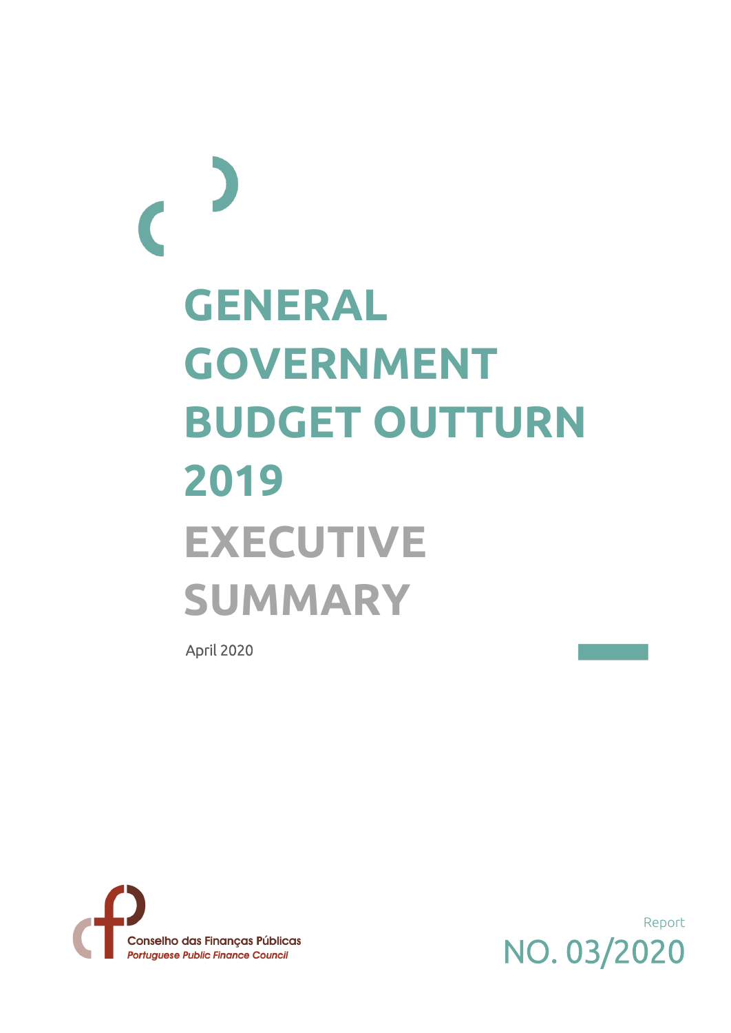# GENERAL GOVERNMENT BUDGET OUTTURN 2019

# EXECUTIVE SUMMARY

April 2020

Conselho das Finanças Públicas

*Portuguese Public Finance Council*

Report

NO. 03/2020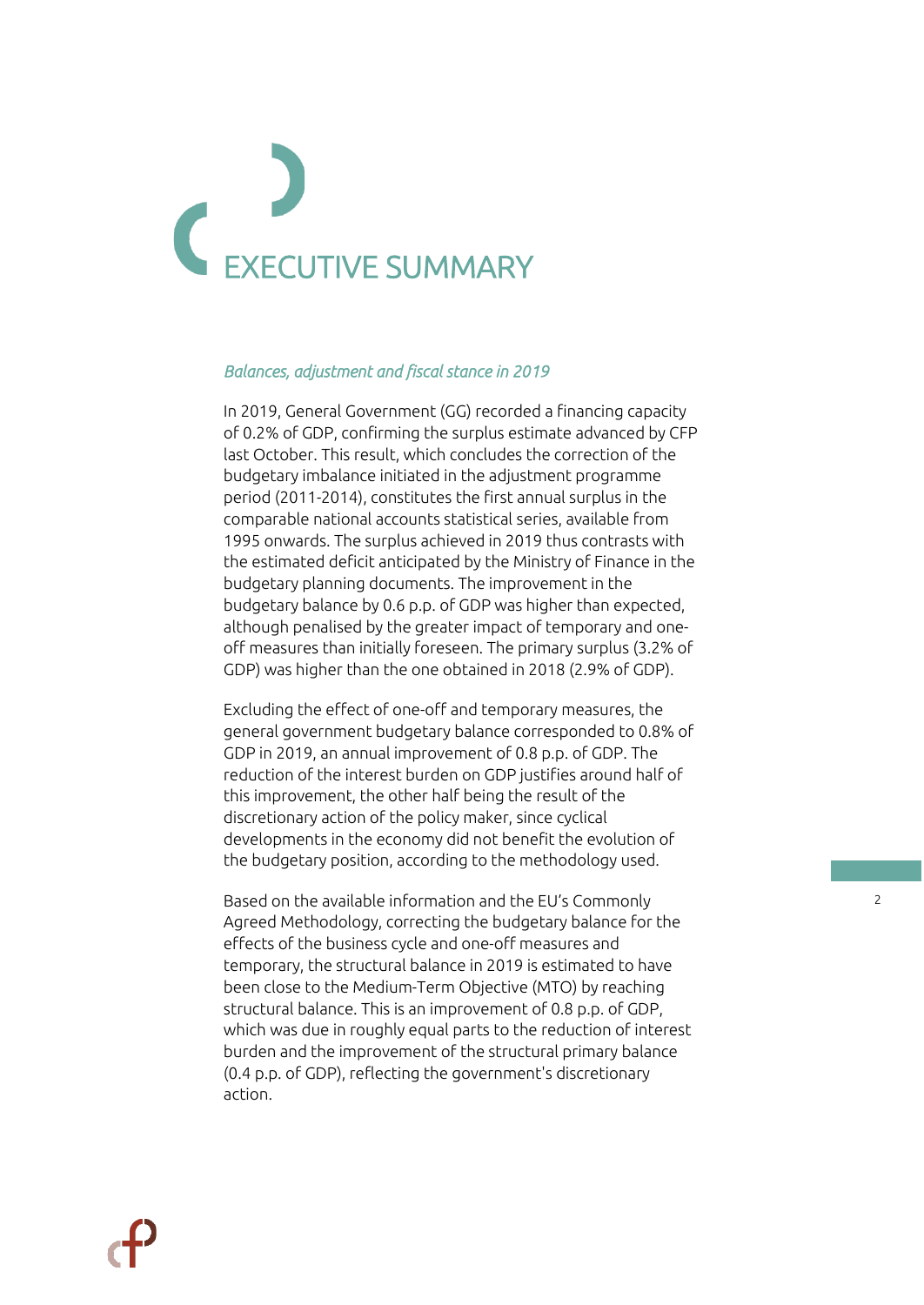# EXECUTIVE SUMMARY

*Balances, adjustment and fiscal stance in 2019*

In 2019, General Government (GG) recorded a financing capacity of 0.2% of GDP, confirming the surplus estimate advanced by CFP last October. This result, which concludes the correction of the budgetary imbalance initiated in the adjustment programme period (2011-2014), constitutes the first annual surplus in the comparable national accounts statistical series, available from 1995 onwards. The surplus achieved in 2019 thus contrasts with the estimated deficit anticipated by the Ministry of Finance in the budgetary planning documents. The improvement in the budgetary balance by 0.6 p.p. of GDP was higher than expected, although penalised by the greater impact of temporary and one-off measures than initially foreseen. The primary surplus (3.2% of GDP) was higher than the one obtained in 2018 (2.9% of GDP).

Excluding the effect of one-off and temporary measures, the general government budgetary balance corresponded to 0.8% of GDP in 2019, an annual improvement of 0.8 p.p. of GDP. The reduction of the interest burden on GDP justifies around half of this improvement, the other half being the result of the discretionary action of the policy maker, since cyclical developments in the economy did not benefit the evolution of the budgetary position, according to the methodology used.

Based on the available information and the EU's Commonly Agreed Methodology, correcting the budgetary balance for the effects of the business cycle and one-off measures and temporary, the structural balance in 2019 is estimated to have been close to the Medium-Term Objective (MTO) by reaching structural balance. This is an improvement of 0.8 p.p. of GDP, which was due in roughly equal parts to the reduction of interest burden and the improvement of the structural primary balance (0.4 p.p. of GDP), reflecting the government's discretionary action.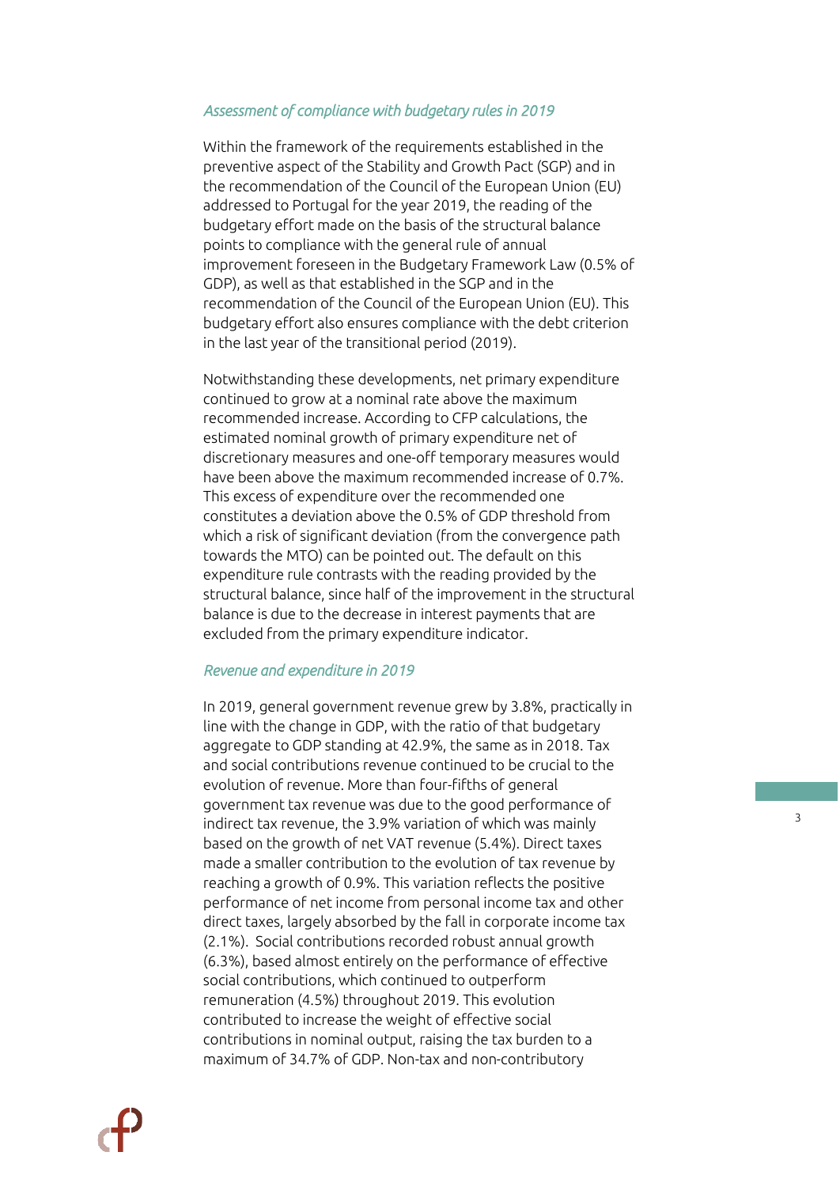### *Assessment of compliance with budgetary rules in 2019*

Within the framework of the requirements established in the preventive aspect of the Stability and Growth Pact (SGP) and in the recommendation of the Council of the European Union (EU) addressed to Portugal for the year 2019, the reading of the budgetary effort made on the basis of the structural balance points to compliance with the general rule of annual improvement foreseen in the Budgetary Framework Law (0.5% of GDP), as well as that established in the SGP and in the recommendation of the Council of the European Union (EU). This budgetary effort also ensures compliance with the debt criterion in the last year of the transitional period (2019).

Notwithstanding these developments, net primary expenditure continued to grow at a nominal rate above the maximum recommended increase. According to CFP calculations, the estimated nominal growth of primary expenditure net of discretionary measures and one-off temporary measures would have been above the maximum recommended increase of 0.7%. This excess of expenditure over the recommended one constitutes a deviation above the 0.5% of GDP threshold from which a risk of significant deviation (from the convergence path towards the MTO) can be pointed out. The default on this expenditure rule contrasts with the reading provided by the structural balance, since half of the improvement in the structural balance is due to the decrease in interest payments that are excluded from the primary expenditure indicator.

### *Revenue and expenditure in 2019*

In 2019, general government revenue grew by 3.8%, practically in line with the change in GDP, with the ratio of that budgetary aggregate to GDP standing at 42.9%, the same as in 2018. Tax and social contributions revenue continued to be crucial to the evolution of revenue. More than four-fifths of general government tax revenue was due to the good performance of indirect tax revenue, the 3.9% variation of which was mainly based on the growth of net VAT revenue (5.4%). Direct taxes made a smaller contribution to the evolution of tax revenue by reaching a growth of 0.9%. This variation reflects the positive performance of net income from personal income tax and other direct taxes, largely absorbed by the fall in corporate income tax (2.1%). Social contributions recorded robust annual growth (6.3%), based almost entirely on the performance of effective social contributions, which continued to outperform remuneration (4.5%) throughout 2019. This evolution contributed to increase the weight of effective social contributions in nominal output, raising the tax burden to a maximum of 34.7% of GDP. Non-tax and non-contributory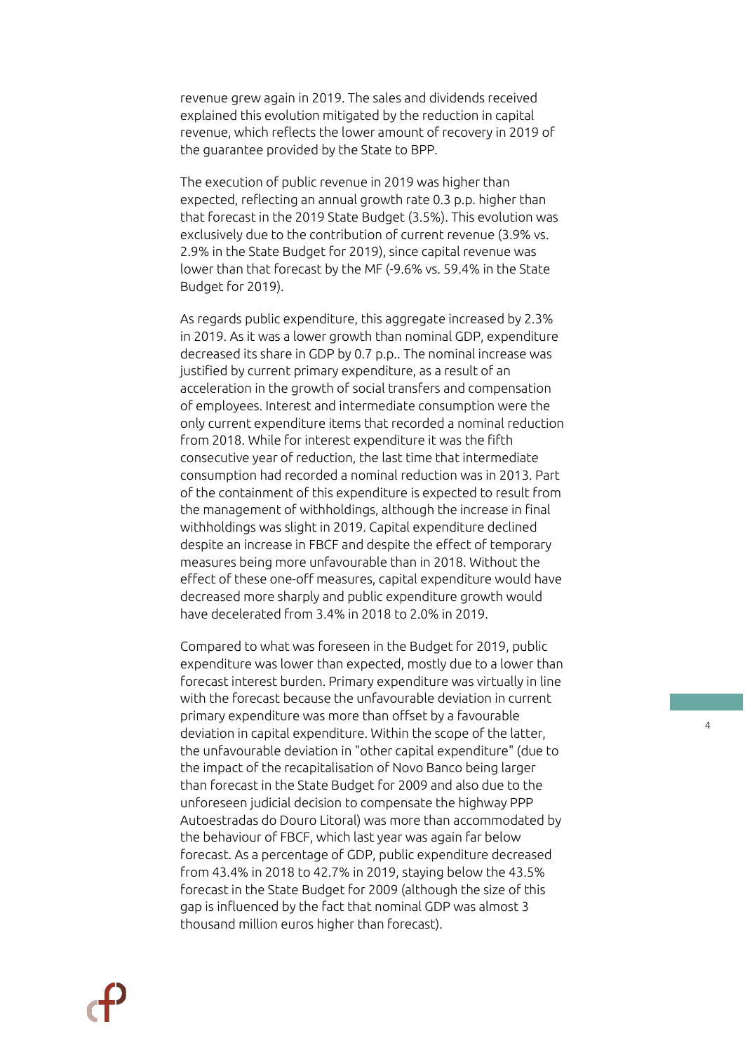revenue grew again in 2019. The sales and dividends received explained this evolution mitigated by the reduction in capital revenue, which reflects the lower amount of recovery in 2019 of the guarantee provided by the State to BPP.

The execution of public revenue in 2019 was higher than expected, reflecting an annual growth rate 0.3 p.p. higher than that forecast in the 2019 State Budget (3.5%). This evolution was exclusively due to the contribution of current revenue (3.9% vs. 2.9% in the State Budget for 2019), since capital revenue was lower than that forecast by the MF (-9.6% vs. 59.4% in the State Budget for 2019).

As regards public expenditure, this aggregate increased by 2.3% in 2019. As it was a lower growth than nominal GDP, expenditure decreased its share in GDP by 0.7 p.p.. The nominal increase was justified by current primary expenditure, as a result of an acceleration in the growth of social transfers and compensation of employees. Interest and intermediate consumption were the only current expenditure items that recorded a nominal reduction from 2018. While for interest expenditure it was the fifth consecutive year of reduction, the last time that intermediate consumption had recorded a nominal reduction was in 2013. Part of the containment of this expenditure is expected to result from the management of withholdings, although the increase in final withholdings was slight in 2019. Capital expenditure declined despite an increase in FBCF and despite the effect of temporary measures being more unfavourable than in 2018. Without the effect of these one-off measures, capital expenditure would have decreased more sharply and public expenditure growth would have decelerated from 3.4% in 2018 to 2.0% in 2019.

Compared to what was foreseen in the Budget for 2019, public expenditure was lower than expected, mostly due to a lower than forecast interest burden. Primary expenditure was virtually in line with the forecast because the unfavourable deviation in current primary expenditure was more than offset by a favourable deviation in capital expenditure. Within the scope of the latter, the unfavourable deviation in "other capital expenditure" (due to the impact of the recapitalisation of Novo Banco being larger than forecast in the State Budget for 2009 and also due to the unforeseen judicial decision to compensate the highway PPP Autoestradas do Douro Litoral) was more than accommodated by the behaviour of FBCF, which last year was again far below forecast. As a percentage of GDP, public expenditure decreased from 43.4% in 2018 to 42.7% in 2019, staying below the 43.5% forecast in the State Budget for 2009 (although the size of this gap is influenced by the fact that nominal GDP was almost 3 thousand million euros higher than forecast).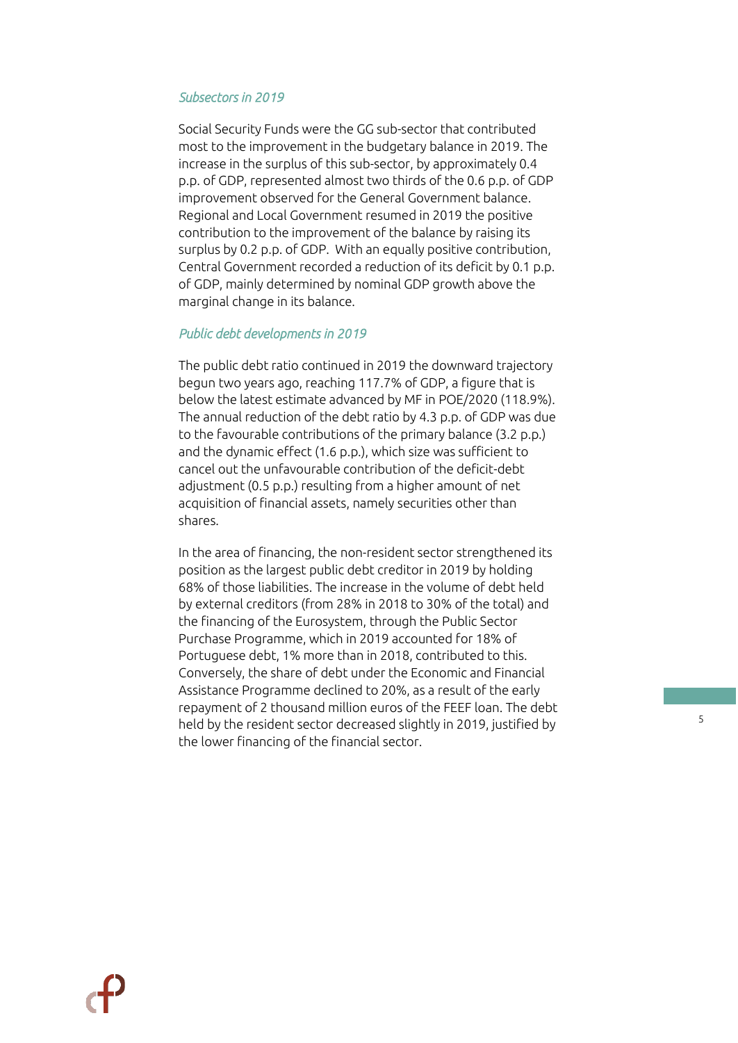### *Subsectors in 2019*

Social Security Funds were the GG sub-sector that contributed most to the improvement in the budgetary balance in 2019. The increase in the surplus of this sub-sector, by approximately 0.4 p.p. of GDP, represented almost two thirds of the 0.6 p.p. of GDP improvement observed for the General Government balance. Regional and Local Government resumed in 2019 the positive contribution to the improvement of the balance by raising its surplus by 0.2 p.p. of GDP. With an equally positive contribution, Central Government recorded a reduction of its deficit by 0.1 p.p. of GDP, mainly determined by nominal GDP growth above the marginal change in its balance.

### *Public debt developments in 2019*

The public debt ratio continued in 2019 the downward trajectory begun two years ago, reaching 117.7% of GDP, a figure that is below the latest estimate advanced by MF in POE/2020 (118.9%). The annual reduction of the debt ratio by 4.3 p.p. of GDP was due to the favourable contributions of the primary balance (3.2 p.p.) and the dynamic effect (1.6 p.p.), which size was sufficient to cancel out the unfavourable contribution of the deficit-debt adjustment (0.5 p.p.) resulting from a higher amount of net acquisition of financial assets, namely securities other than shares.

In the area of financing, the non-resident sector strengthened its position as the largest public debt creditor in 2019 by holding 68% of those liabilities. The increase in the volume of debt held by external creditors (from 28% in 2018 to 30% of the total) and the financing of the Eurosystem, through the Public Sector Purchase Programme, which in 2019 accounted for 18% of Portuguese debt, 1% more than in 2018, contributed to this. Conversely, the share of debt under the Economic and Financial Assistance Programme declined to 20%, as a result of the early repayment of 2 thousand million euros of the FEEF loan. The debt held by the resident sector decreased slightly in 2019, justified by the lower financing of the financial sector.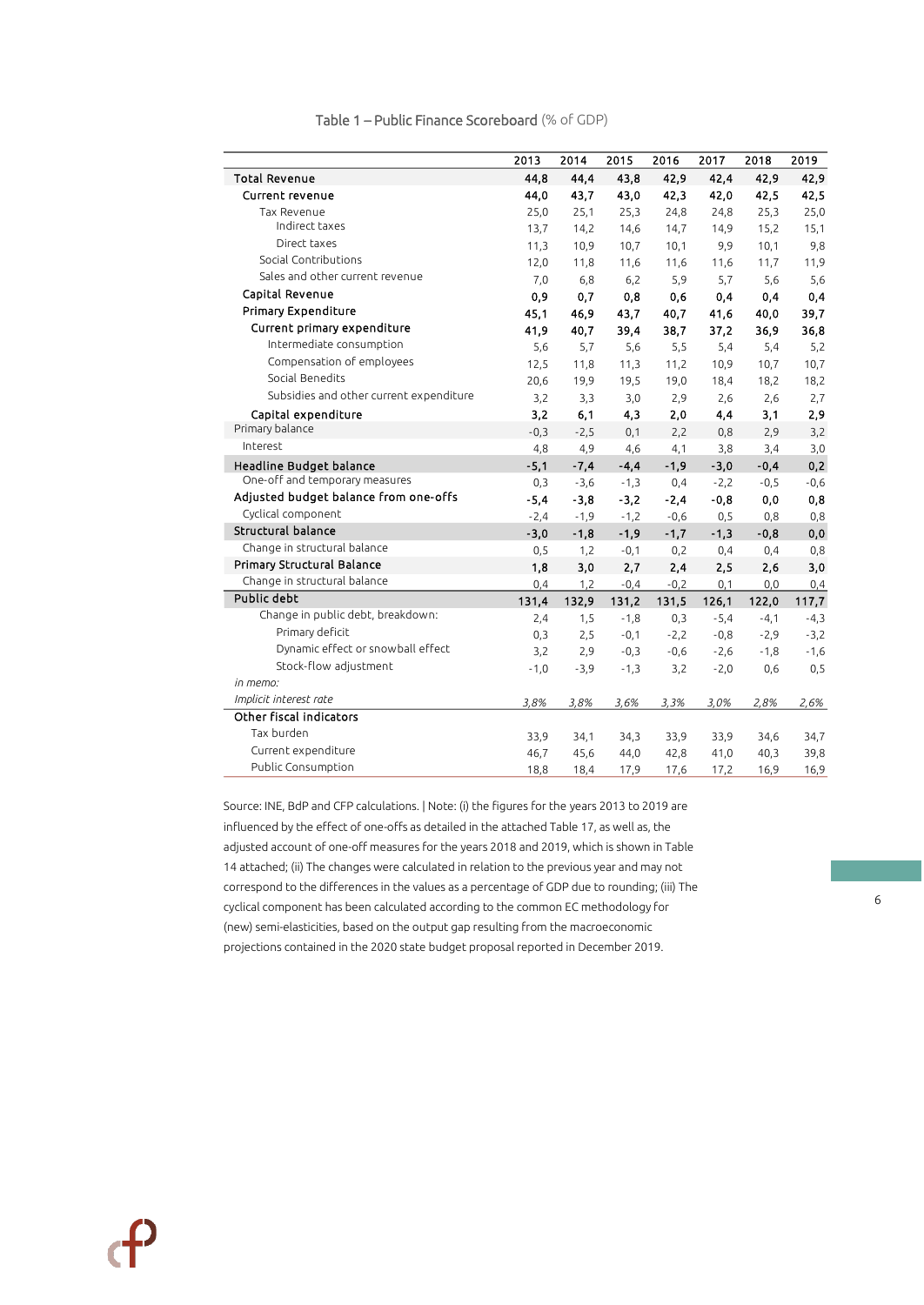Table 1 – Public Finance Scoreboard (% of GDP)

| | 2013 | 2014 | 2015 | 2016 | 2017 | 2018 | 2019 |
|---|---|---|---|---|---|---|---|
| **Total Revenue** | **44,8** | **44,4** | **43,8** | **42,9** | **42,4** | **42,9** | **42,9** |
| **Current revenue** | **44,0** | **43,7** | **43,0** | **42,3** | **42,0** | **42,5** | **42,5** |
| Tax Revenue | 25,0 | 25,1 | 25,3 | 24,8 | 24,8 | 25,3 | 25,0 |
| Indirect taxes | 13,7 | 14,2 | 14,6 | 14,7 | 14,9 | 15,2 | 15,1 |
| Direct taxes | 11,3 | 10,9 | 10,7 | 10,1 | 9,9 | 10,1 | 9,8 |
| Social Contributions | 12,0 | 11,8 | 11,6 | 11,6 | 11,6 | 11,7 | 11,9 |
| Sales and other current revenue | 7,0 | 6,8 | 6,2 | 5,9 | 5,7 | 5,6 | 5,6 |
| **Capital Revenue** | **0,9** | **0,7** | **0,8** | **0,6** | **0,4** | **0,4** | **0,4** |
| **Primary Expenditure** | **45,1** | **46,9** | **43,7** | **40,7** | **41,6** | **40,0** | **39,7** |
| **Current primary expenditure** | **41,9** | **40,7** | **39,4** | **38,7** | **37,2** | **36,9** | **36,8** |
| Intermediate consumption | 5,6 | 5,7 | 5,6 | 5,5 | 5,4 | 5,4 | 5,2 |
| Compensation of employees | 12,5 | 11,8 | 11,3 | 11,2 | 10,9 | 10,7 | 10,7 |
| Social Benedits | 20,6 | 19,9 | 19,5 | 19,0 | 18,4 | 18,2 | 18,2 |
| Subsidies and other current expenditure | 3,2 | 3,3 | 3,0 | 2,9 | 2,6 | 2,6 | 2,7 |
| **Capital expenditure** | **3,2** | **6,1** | **4,3** | **2,0** | **4,4** | **3,1** | **2,9** |
| Primary balance | -0,3 | -2,5 | 0,1 | 2,2 | 0,8 | 2,9 | 3,2 |
| Interest | 4,8 | 4,9 | 4,6 | 4,1 | 3,8 | 3,4 | 3,0 |
| **Headline Budget balance** | **-5,1** | **-7,4** | **-4,4** | **-1,9** | **-3,0** | **-0,4** | **0,2** |
| One-off and temporary measures | 0,3 | -3,6 | -1,3 | 0,4 | -2,2 | -0,5 | -0,6 |
| **Adjusted budget balance from one-offs** | **-5,4** | **-3,8** | **-3,2** | **-2,4** | **-0,8** | **0,0** | **0,8** |
| Cyclical component | -2,4 | -1,9 | -1,2 | -0,6 | 0,5 | 0,8 | 0,8 |
| **Structural balance** | **-3,0** | **-1,8** | **-1,9** | **-1,7** | **-1,3** | **-0,8** | **0,0** |
| Change in structural balance | 0,5 | 1,2 | -0,1 | 0,2 | 0,4 | 0,4 | 0,8 |
| **Primary Structural Balance** | **1,8** | **3,0** | **2,7** | **2,4** | **2,5** | **2,6** | **3,0** |
| Change in structural balance | 0,4 | 1,2 | -0,4 | -0,2 | 0,1 | 0,0 | 0,4 |
| **Public debt** | **131,4** | **132,9** | **131,2** | **131,5** | **126,1** | **122,0** | **117,7** |
| Change in public debt, breakdown: | 2,4 | 1,5 | -1,8 | 0,3 | -5,4 | -4,1 | -4,3 |
| Primary deficit | 0,3 | 2,5 | -0,1 | -2,2 | -0,8 | -2,9 | -3,2 |
| Dynamic effect or snowball effect | 3,2 | 2,9 | -0,3 | -0,6 | -2,6 | -1,8 | -1,6 |
| Stock-flow adjustment | -1,0 | -3,9 | -1,3 | 3,2 | -2,0 | 0,6 | 0,5 |
| *in memo:* | | | | | | | |
| *Implicit interest rate* | *3,8%* | *3,8%* | *3,6%* | *3,3%* | *3,0%* | *2,8%* | *2,6%* |
| **Other fiscal indicators** | | | | | | | |
| Tax burden | 33,9 | 34,1 | 34,3 | 33,9 | 33,9 | 34,6 | 34,7 |
| Current expenditure | 46,7 | 45,6 | 44,0 | 42,8 | 41,0 | 40,3 | 39,8 |
| Public Consumption | 18,8 | 18,4 | 17,9 | 17,6 | 17,2 | 16,9 | 16,9 |

Source: INE, BdP and CFP calculations. | Note: (i) the figures for the years 2013 to 2019 are influenced by the effect of one-offs as detailed in the attached Table 17, as well as, the adjusted account of one-off measures for the years 2018 and 2019, which is shown in Table 14 attached; (ii) The changes were calculated in relation to the previous year and may not correspond to the differences in the values as a percentage of GDP due to rounding; (iii) The cyclical component has been calculated according to the common EC methodology for (new) semi-elasticities, based on the output gap resulting from the macroeconomic projections contained in the 2020 state budget proposal reported in December 2019.